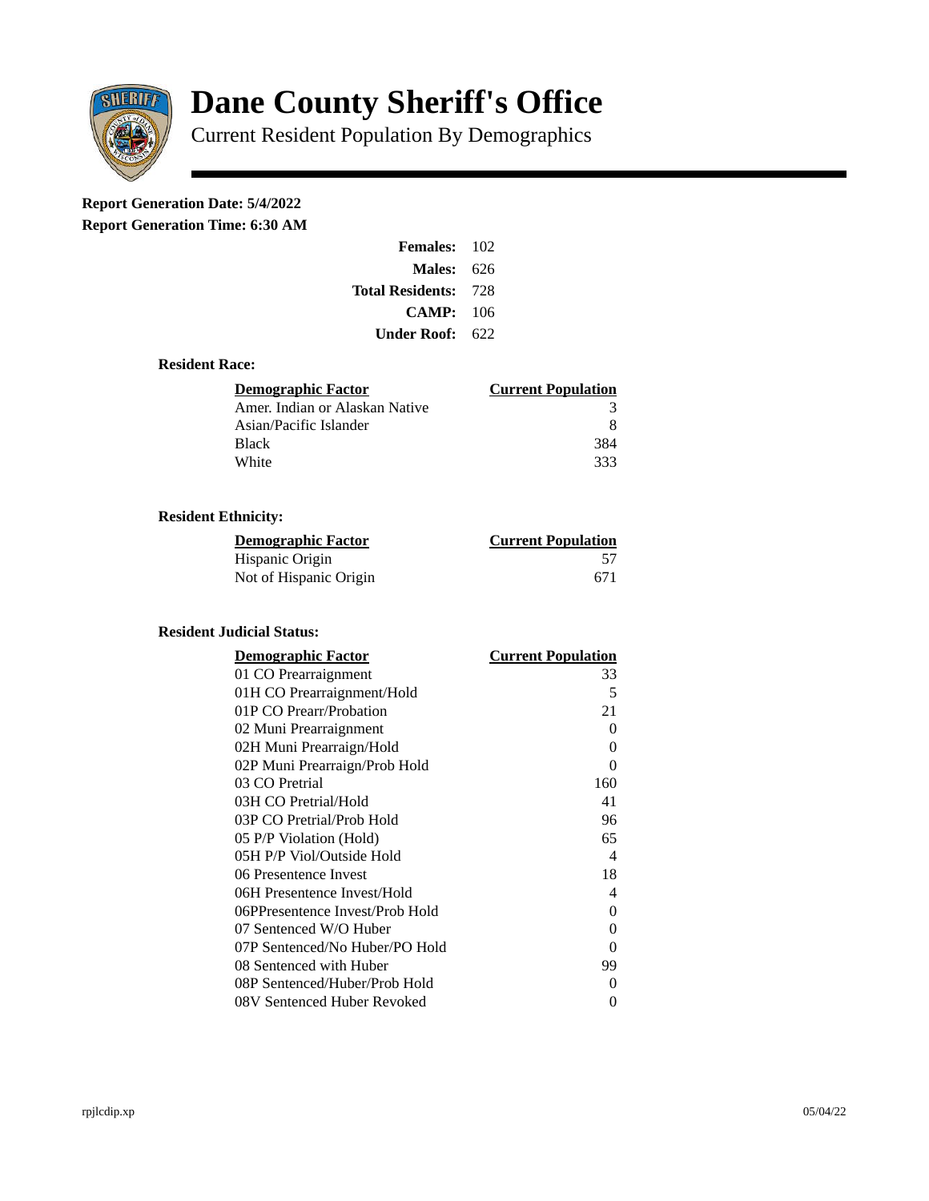# Dane County Sheriff's Office

Current Resident Population By Demographics

**Report Generation Date: 5/4/2022**

**Report Generation Time: 6:30 AM**

| | |
|---|---|
| **Females:** | 102 |
| **Males:** | 626 |
| **Total Residents:** | 728 |
| **CAMP:** | 106 |
| **Under Roof:** | 622 |

### Resident Race:

| Demographic Factor | Current Population |
|---|---|
| Amer. Indian or Alaskan Native | 3 |
| Asian/Pacific Islander | 8 |
| Black | 384 |
| White | 333 |

### Resident Ethnicity:

| Demographic Factor | Current Population |
|---|---|
| Hispanic Origin | 57 |
| Not of Hispanic Origin | 671 |

### Resident Judicial Status:

| Demographic Factor | Current Population |
|---|---|
| 01 CO Prearraignment | 33 |
| 01H CO Prearraignment/Hold | 5 |
| 01P CO Prearr/Probation | 21 |
| 02 Muni Prearraignment | 0 |
| 02H Muni Prearraign/Hold | 0 |
| 02P Muni Prearraign/Prob Hold | 0 |
| 03 CO Pretrial | 160 |
| 03H CO Pretrial/Hold | 41 |
| 03P CO Pretrial/Prob Hold | 96 |
| 05 P/P Violation (Hold) | 65 |
| 05H P/P Viol/Outside Hold | 4 |
| 06 Presentence Invest | 18 |
| 06H Presentence Invest/Hold | 4 |
| 06PPresentence Invest/Prob Hold | 0 |
| 07 Sentenced W/O Huber | 0 |
| 07P Sentenced/No Huber/PO Hold | 0 |
| 08 Sentenced with Huber | 99 |
| 08P Sentenced/Huber/Prob Hold | 0 |
| 08V Sentenced Huber Revoked | 0 |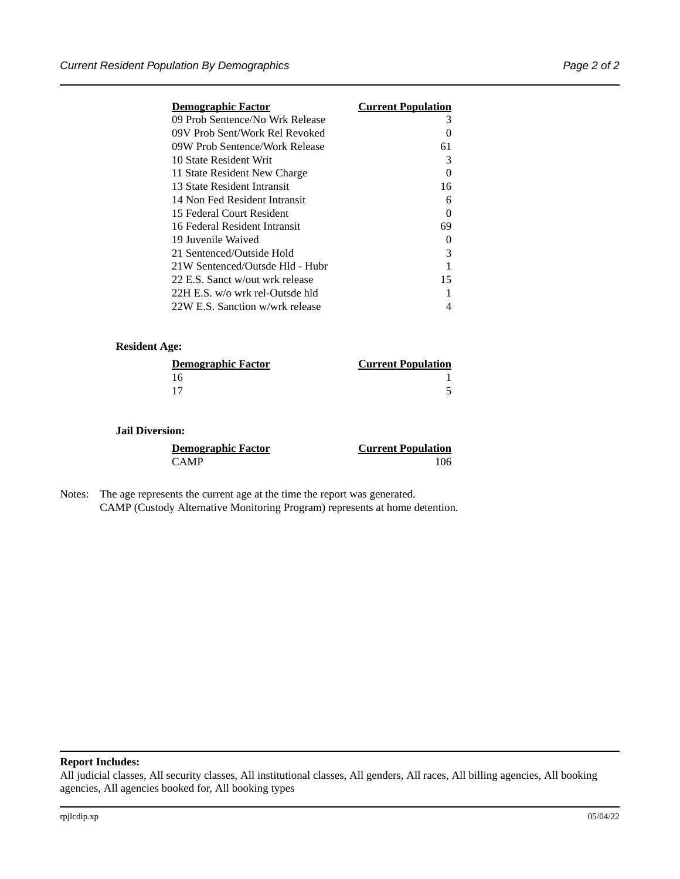| Demographic Factor | Current Population |
| --- | --- |
| 09 Prob Sentence/No Wrk Release | 3 |
| 09V Prob Sent/Work Rel Revoked | 0 |
| 09W Prob Sentence/Work Release | 61 |
| 10 State Resident Writ | 3 |
| 11 State Resident New Charge | 0 |
| 13 State Resident Intransit | 16 |
| 14 Non Fed Resident Intransit | 6 |
| 15 Federal Court Resident | 0 |
| 16 Federal Resident Intransit | 69 |
| 19 Juvenile Waived | 0 |
| 21 Sentenced/Outside Hold | 3 |
| 21W Sentenced/Outsde Hld - Hubr | 1 |
| 22 E.S. Sanct w/out wrk release | 15 |
| 22H E.S. w/o wrk rel-Outsde hld | 1 |
| 22W E.S. Sanction w/wrk release | 4 |

**Resident Age:**

| Demographic Factor | Current Population |
| --- | --- |
| 16 | 1 |
| 17 | 5 |

**Jail Diversion:**

| Demographic Factor | Current Population |
| --- | --- |
| CAMP | 106 |

Notes: The age represents the current age at the time the report was generated.
CAMP (Custody Alternative Monitoring Program) represents at home detention.

**Report Includes:**
All judicial classes, All security classes, All institutional classes, All genders, All races, All billing agencies, All booking agencies, All agencies booked for, All booking types

rpjlcdip.xp 05/04/22